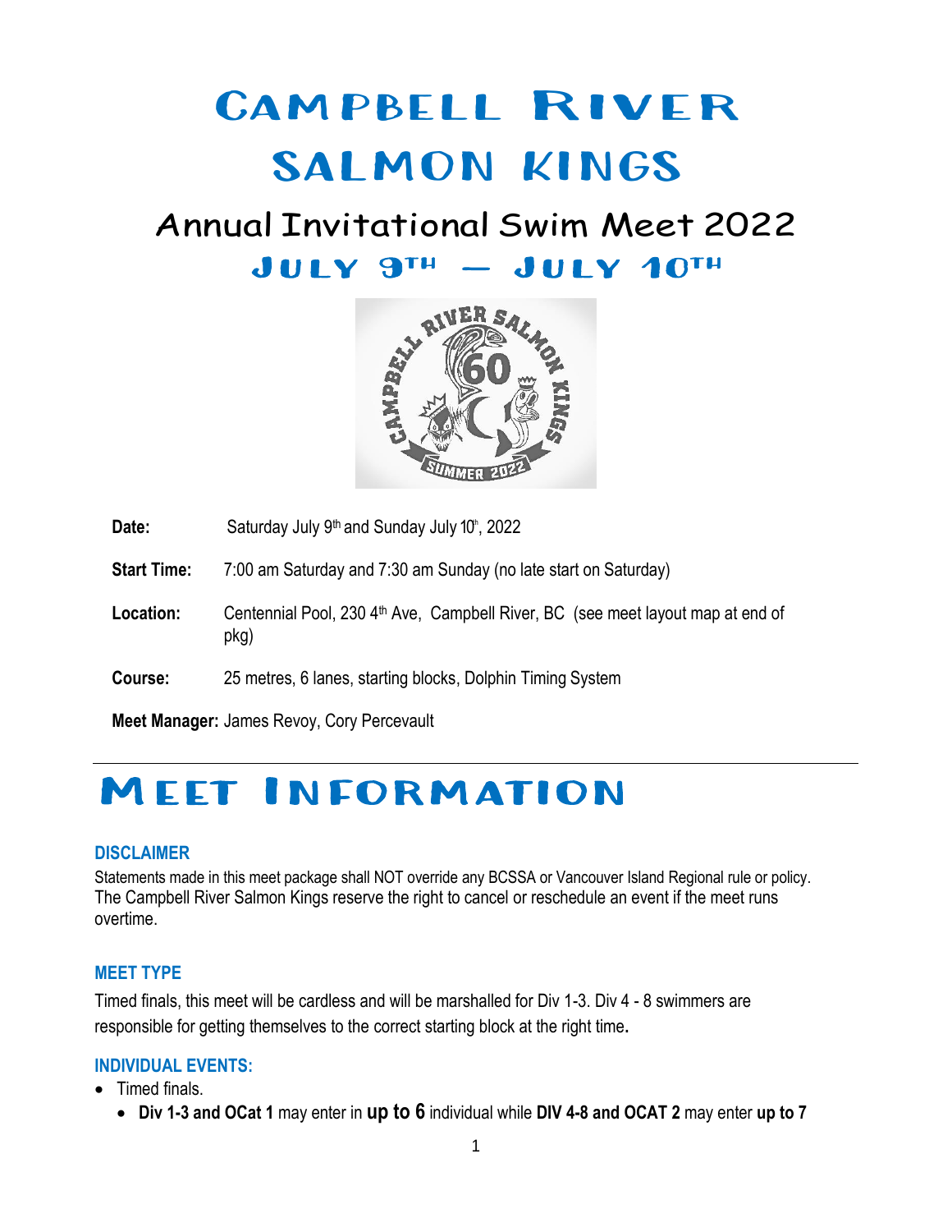# Campbell River Salmon Kings

## Annual Invitational Swim Meet 2022

### July 9th – July 10th

**Date:** Saturday July 9th and Sunday July 10th, 2022

**Start Time:** 7:00 am Saturday and 7:30 am Sunday (no late start on Saturday)

**Location:** Centennial Pool, 230 4th Ave, Campbell River, BC (see meet layout map at end of pkg)

**Course:** 25 metres, 6 lanes, starting blocks, Dolphin Timing System

**Meet Manager:** James Revoy, Cory Percevault

---

# Meet Information

### DISCLAIMER

Statements made in this meet package shall NOT override any BCSSA or Vancouver Island Regional rule or policy. The Campbell River Salmon Kings reserve the right to cancel or reschedule an event if the meet runs overtime.

### MEET TYPE

Timed finals, this meet will be cardless and will be marshalled for Div 1-3. Div 4 - 8 swimmers are responsible for getting themselves to the correct starting block at the right time.

### INDIVIDUAL EVENTS:

- Timed finals.
  - **Div 1-3 and OCat 1** may enter in **up to 6** individual while **DIV 4-8 and OCAT 2** may enter **up to 7**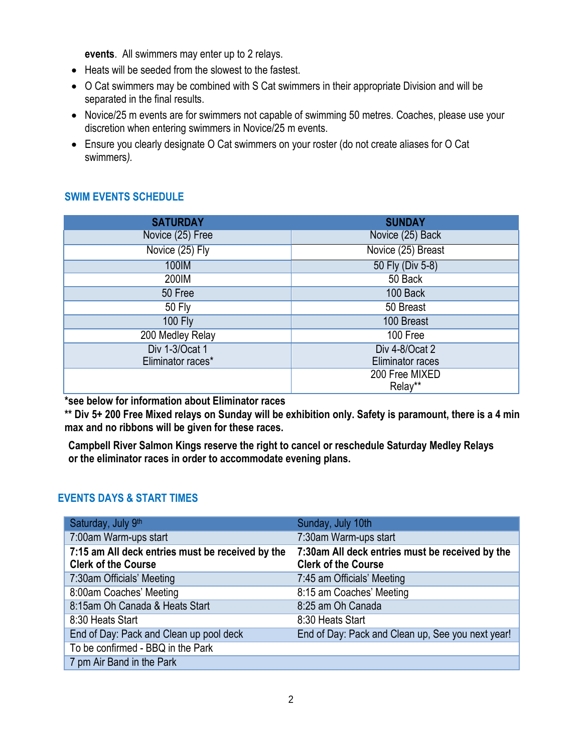**events**. All swimmers may enter up to 2 relays.

- Heats will be seeded from the slowest to the fastest.
- O Cat swimmers may be combined with S Cat swimmers in their appropriate Division and will be separated in the final results.
- Novice/25 m events are for swimmers not capable of swimming 50 metres. Coaches, please use your discretion when entering swimmers in Novice/25 m events.
- Ensure you clearly designate O Cat swimmers on your roster (do not create aliases for O Cat swimmers).

## SWIM EVENTS SCHEDULE

| SATURDAY | SUNDAY |
|---|---|
| Novice (25) Free | Novice (25) Back |
| Novice (25) Fly | Novice (25) Breast |
| 100IM | 50 Fly (Div 5-8) |
| 200IM | 50 Back |
| 50 Free | 100 Back |
| 50 Fly | 50 Breast |
| 100 Fly | 100 Breast |
| 200 Medley Relay | 100 Free |
| Div 1-3/Ocat 1 Eliminator races* | Div 4-8/Ocat 2 Eliminator races |
| | 200 Free MIXED Relay** |

**\*see below for information about Eliminator races**

**\*\* Div 5+ 200 Free Mixed relays on Sunday will be exhibition only. Safety is paramount, there is a 4 min max and no ribbons will be given for these races.**

**Campbell River Salmon Kings reserve the right to cancel or reschedule Saturday Medley Relays or the eliminator races in order to accommodate evening plans.**

## EVENTS DAYS & START TIMES

| Saturday, July 9th | Sunday, July 10th |
|---|---|
| 7:00am Warm-ups start | 7:30am Warm-ups start |
| **7:15 am All deck entries must be received by the Clerk of the Course** | **7:30am All deck entries must be received by the Clerk of the Course** |
| 7:30am Officials' Meeting | 7:45 am Officials' Meeting |
| 8:00am Coaches' Meeting | 8:15 am Coaches' Meeting |
| 8:15am Oh Canada & Heats Start | 8:25 am Oh Canada |
| 8:30 Heats Start | 8:30 Heats Start |
| End of Day: Pack and Clean up pool deck | End of Day: Pack and Clean up, See you next year! |
| To be confirmed - BBQ in the Park | |
| 7 pm Air Band in the Park | |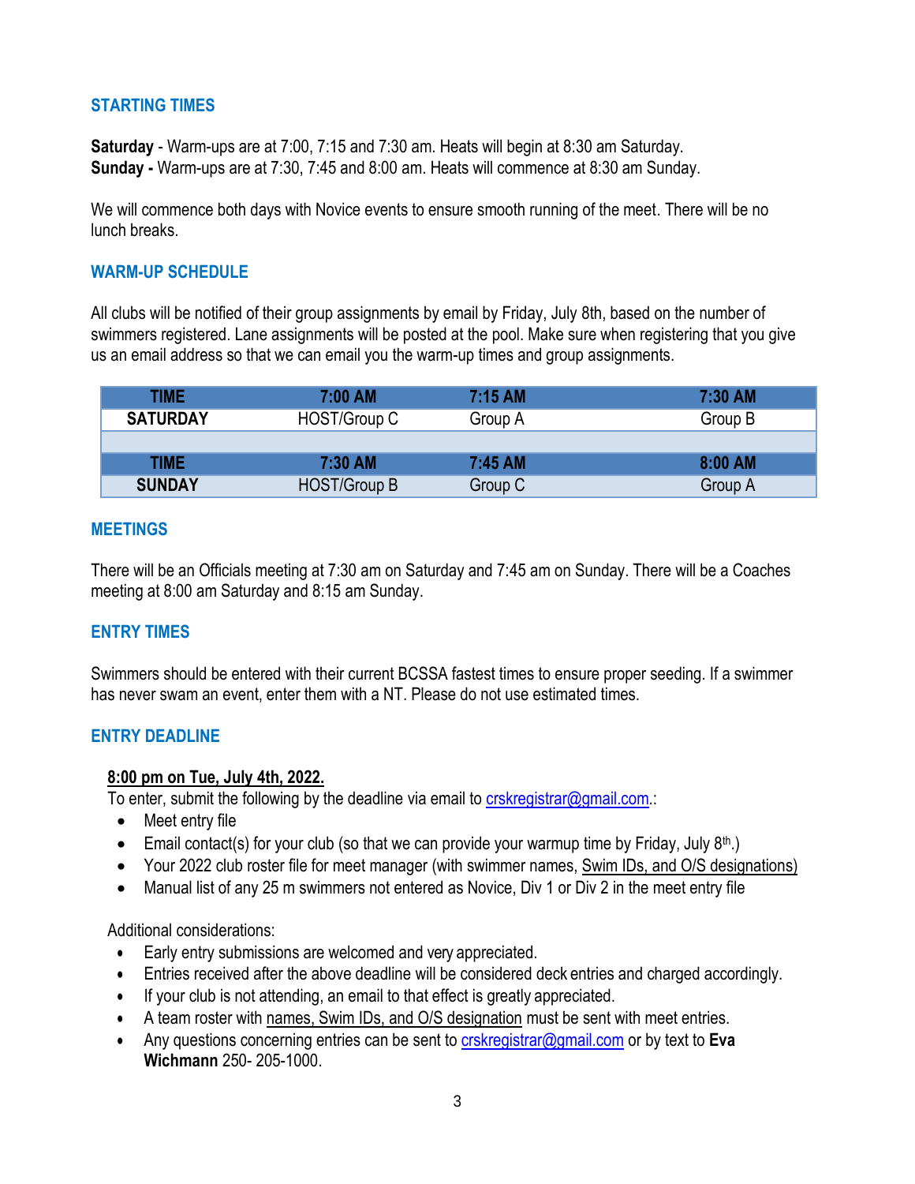## STARTING TIMES

**Saturday** - Warm-ups are at 7:00, 7:15 and 7:30 am. Heats will begin at 8:30 am Saturday.
**Sunday -** Warm-ups are at 7:30, 7:45 and 8:00 am. Heats will commence at 8:30 am Sunday.

We will commence both days with Novice events to ensure smooth running of the meet. There will be no lunch breaks.

## WARM-UP SCHEDULE

All clubs will be notified of their group assignments by email by Friday, July 8th, based on the number of swimmers registered. Lane assignments will be posted at the pool. Make sure when registering that you give us an email address so that we can email you the warm-up times and group assignments.

| TIME | 7:00 AM | 7:15 AM | 7:30 AM |
|---|---|---|---|
| SATURDAY | HOST/Group C | Group A | Group B |
| | | | |
| **TIME** | **7:30 AM** | **7:45 AM** | **8:00 AM** |
| SUNDAY | HOST/Group B | Group C | Group A |

## MEETINGS

There will be an Officials meeting at 7:30 am on Saturday and 7:45 am on Sunday. There will be a Coaches meeting at 8:00 am Saturday and 8:15 am Sunday.

## ENTRY TIMES

Swimmers should be entered with their current BCSSA fastest times to ensure proper seeding. If a swimmer has never swam an event, enter them with a NT. Please do not use estimated times.

## ENTRY DEADLINE

**8:00 pm on Tue, July 4th, 2022.**

To enter, submit the following by the deadline via email to crskregistrar@gmail.com.:

- Meet entry file
- Email contact(s) for your club (so that we can provide your warmup time by Friday, July 8th.)
- Your 2022 club roster file for meet manager (with swimmer names, Swim IDs, and O/S designations)
- Manual list of any 25 m swimmers not entered as Novice, Div 1 or Div 2 in the meet entry file

Additional considerations:

- Early entry submissions are welcomed and very appreciated.
- Entries received after the above deadline will be considered deck entries and charged accordingly.
- If your club is not attending, an email to that effect is greatly appreciated.
- A team roster with names, Swim IDs, and O/S designation must be sent with meet entries.
- Any questions concerning entries can be sent to crskregistrar@gmail.com or by text to **Eva Wichmann** 250- 205-1000.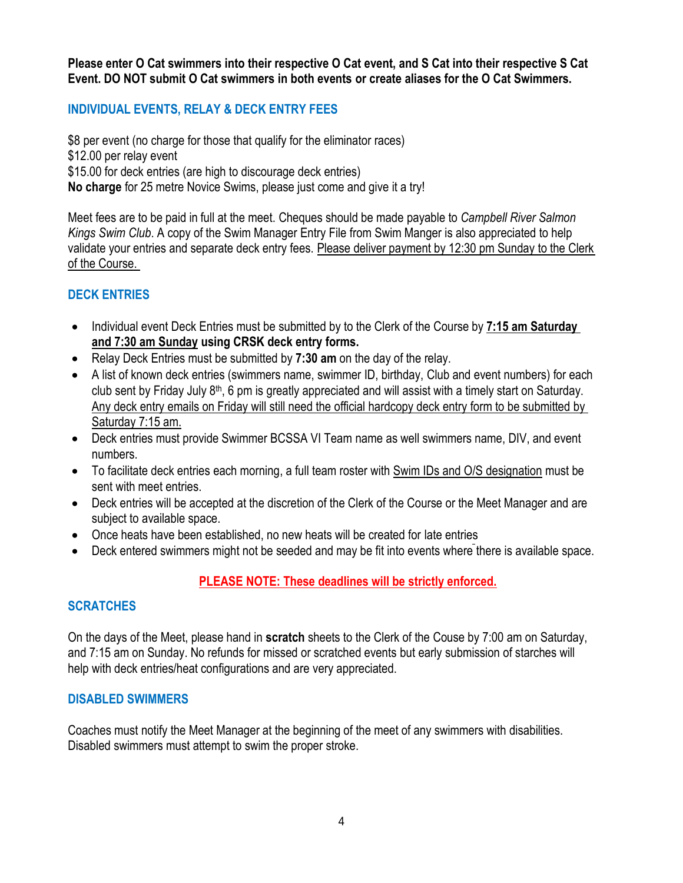**Please enter O Cat swimmers into their respective O Cat event, and S Cat into their respective S Cat Event. DO NOT submit O Cat swimmers in both events or create aliases for the O Cat Swimmers.**

## INDIVIDUAL EVENTS, RELAY & DECK ENTRY FEES

$8 per event (no charge for those that qualify for the eliminator races)
$12.00 per relay event
$15.00 for deck entries (are high to discourage deck entries)
**No charge** for 25 metre Novice Swims, please just come and give it a try!

Meet fees are to be paid in full at the meet. Cheques should be made payable to *Campbell River Salmon Kings Swim Club*. A copy of the Swim Manager Entry File from Swim Manger is also appreciated to help validate your entries and separate deck entry fees. Please deliver payment by 12:30 pm Sunday to the Clerk of the Course.

## DECK ENTRIES

- Individual event Deck Entries must be submitted by to the Clerk of the Course by **7:15 am Saturday and 7:30 am Sunday using CRSK deck entry forms.**
- Relay Deck Entries must be submitted by **7:30 am** on the day of the relay.
- A list of known deck entries (swimmers name, swimmer ID, birthday, Club and event numbers) for each club sent by Friday July 8th, 6 pm is greatly appreciated and will assist with a timely start on Saturday. Any deck entry emails on Friday will still need the official hardcopy deck entry form to be submitted by Saturday 7:15 am.
- Deck entries must provide Swimmer BCSSA VI Team name as well swimmers name, DIV, and event numbers.
- To facilitate deck entries each morning, a full team roster with Swim IDs and O/S designation must be sent with meet entries.
- Deck entries will be accepted at the discretion of the Clerk of the Course or the Meet Manager and are subject to available space.
- Once heats have been established, no new heats will be created for late entries
- Deck entered swimmers might not be seeded and may be fit into events where there is available space.

**PLEASE NOTE: These deadlines will be strictly enforced.**

## SCRATCHES

On the days of the Meet, please hand in **scratch** sheets to the Clerk of the Couse by 7:00 am on Saturday, and 7:15 am on Sunday. No refunds for missed or scratched events but early submission of starches will help with deck entries/heat configurations and are very appreciated.

## DISABLED SWIMMERS

Coaches must notify the Meet Manager at the beginning of the meet of any swimmers with disabilities. Disabled swimmers must attempt to swim the proper stroke.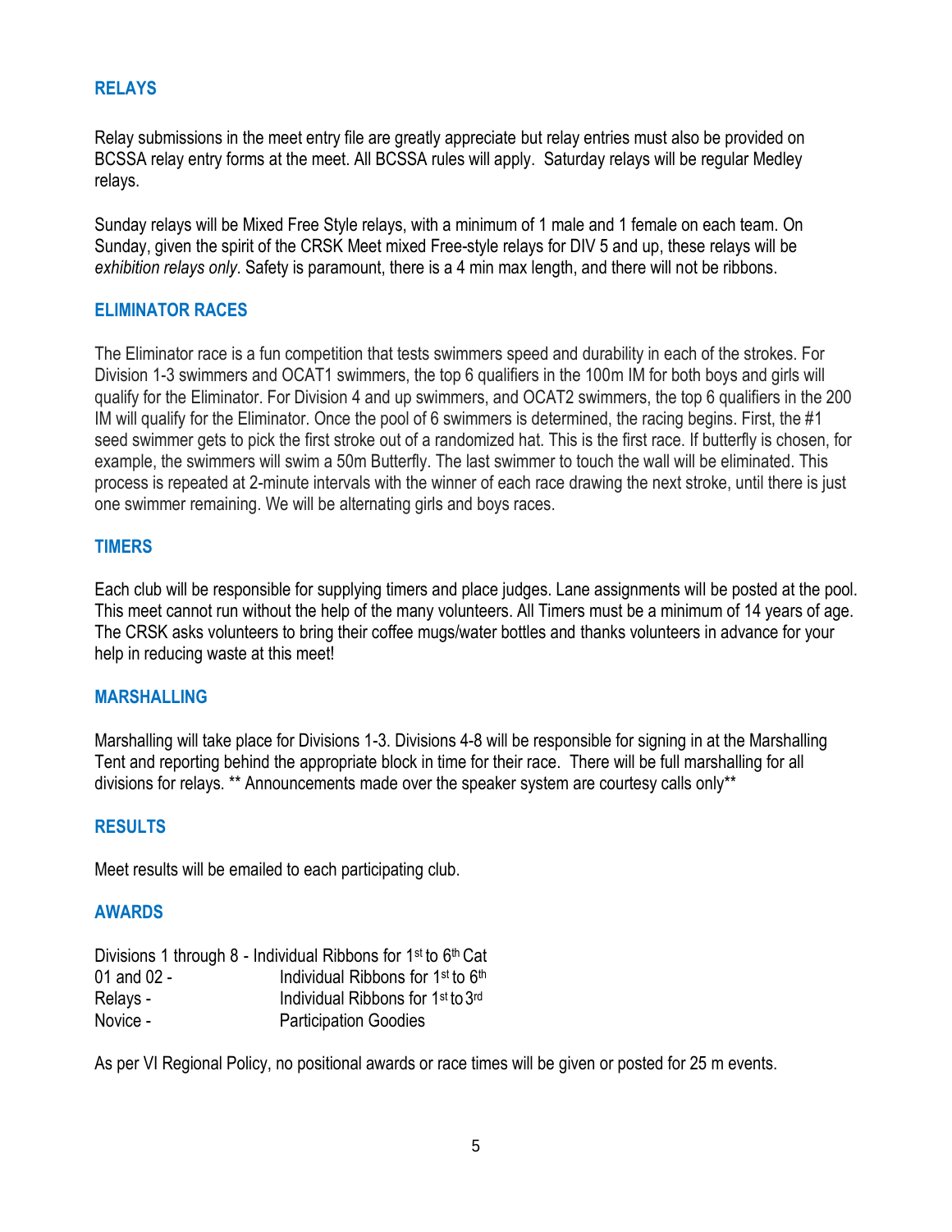## RELAYS

Relay submissions in the meet entry file are greatly appreciate but relay entries must also be provided on BCSSA relay entry forms at the meet. All BCSSA rules will apply. Saturday relays will be regular Medley relays.

Sunday relays will be Mixed Free Style relays, with a minimum of 1 male and 1 female on each team. On Sunday, given the spirit of the CRSK Meet mixed Free-style relays for DIV 5 and up, these relays will be *exhibition relays only*. Safety is paramount, there is a 4 min max length, and there will not be ribbons.

## ELIMINATOR RACES

The Eliminator race is a fun competition that tests swimmers speed and durability in each of the strokes. For Division 1-3 swimmers and OCAT1 swimmers, the top 6 qualifiers in the 100m IM for both boys and girls will qualify for the Eliminator. For Division 4 and up swimmers, and OCAT2 swimmers, the top 6 qualifiers in the 200 IM will qualify for the Eliminator. Once the pool of 6 swimmers is determined, the racing begins. First, the #1 seed swimmer gets to pick the first stroke out of a randomized hat. This is the first race. If butterfly is chosen, for example, the swimmers will swim a 50m Butterfly. The last swimmer to touch the wall will be eliminated. This process is repeated at 2-minute intervals with the winner of each race drawing the next stroke, until there is just one swimmer remaining. We will be alternating girls and boys races.

## TIMERS

Each club will be responsible for supplying timers and place judges. Lane assignments will be posted at the pool. This meet cannot run without the help of the many volunteers. All Timers must be a minimum of 14 years of age. The CRSK asks volunteers to bring their coffee mugs/water bottles and thanks volunteers in advance for your help in reducing waste at this meet!

## MARSHALLING

Marshalling will take place for Divisions 1-3. Divisions 4-8 will be responsible for signing in at the Marshalling Tent and reporting behind the appropriate block in time for their race. There will be full marshalling for all divisions for relays. ** Announcements made over the speaker system are courtesy calls only**

## RESULTS

Meet results will be emailed to each participating club.

## AWARDS

| | |
|---|---|
| Divisions 1 through 8 - | Individual Ribbons for 1st to 6th Cat |
| 01 and 02 - | Individual Ribbons for 1st to 6th |
| Relays - | Individual Ribbons for 1st to 3rd |
| Novice - | Participation Goodies |

As per VI Regional Policy, no positional awards or race times will be given or posted for 25 m events.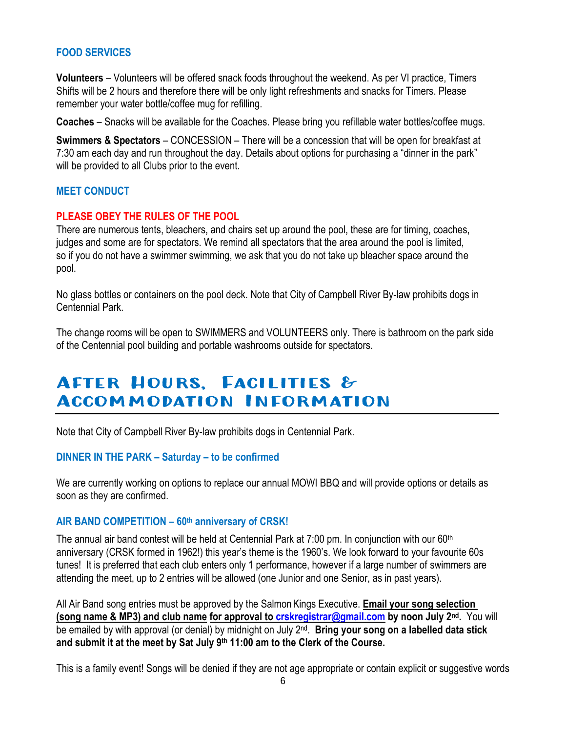### FOOD SERVICES

**Volunteers** – Volunteers will be offered snack foods throughout the weekend. As per VI practice, Timers Shifts will be 2 hours and therefore there will be only light refreshments and snacks for Timers. Please remember your water bottle/coffee mug for refilling.

**Coaches** – Snacks will be available for the Coaches. Please bring you refillable water bottles/coffee mugs.

**Swimmers & Spectators** – CONCESSION – There will be a concession that will be open for breakfast at 7:30 am each day and run throughout the day. Details about options for purchasing a "dinner in the park" will be provided to all Clubs prior to the event.

### MEET CONDUCT

#### PLEASE OBEY THE RULES OF THE POOL

There are numerous tents, bleachers, and chairs set up around the pool, these are for timing, coaches, judges and some are for spectators. We remind all spectators that the area around the pool is limited, so if you do not have a swimmer swimming, we ask that you do not take up bleacher space around the pool.

No glass bottles or containers on the pool deck. Note that City of Campbell River By-law prohibits dogs in Centennial Park.

The change rooms will be open to SWIMMERS and VOLUNTEERS only. There is bathroom on the park side of the Centennial pool building and portable washrooms outside for spectators.

## After Hours, Facilities & Accommodation Information

Note that City of Campbell River By-law prohibits dogs in Centennial Park.

### DINNER IN THE PARK – Saturday – to be confirmed

We are currently working on options to replace our annual MOWI BBQ and will provide options or details as soon as they are confirmed.

### AIR BAND COMPETITION – 60th anniversary of CRSK!

The annual air band contest will be held at Centennial Park at 7:00 pm. In conjunction with our 60th anniversary (CRSK formed in 1962!) this year's theme is the 1960's. We look forward to your favourite 60s tunes! It is preferred that each club enters only 1 performance, however if a large number of swimmers are attending the meet, up to 2 entries will be allowed (one Junior and one Senior, as in past years).

All Air Band song entries must be approved by the Salmon Kings Executive. **Email your song selection (song name & MP3) and club name for approval to crskregistrar@gmail.com by noon July 2nd.** You will be emailed by with approval (or denial) by midnight on July 2nd. **Bring your song on a labelled data stick and submit it at the meet by Sat July 9th 11:00 am to the Clerk of the Course.**

This is a family event! Songs will be denied if they are not age appropriate or contain explicit or suggestive words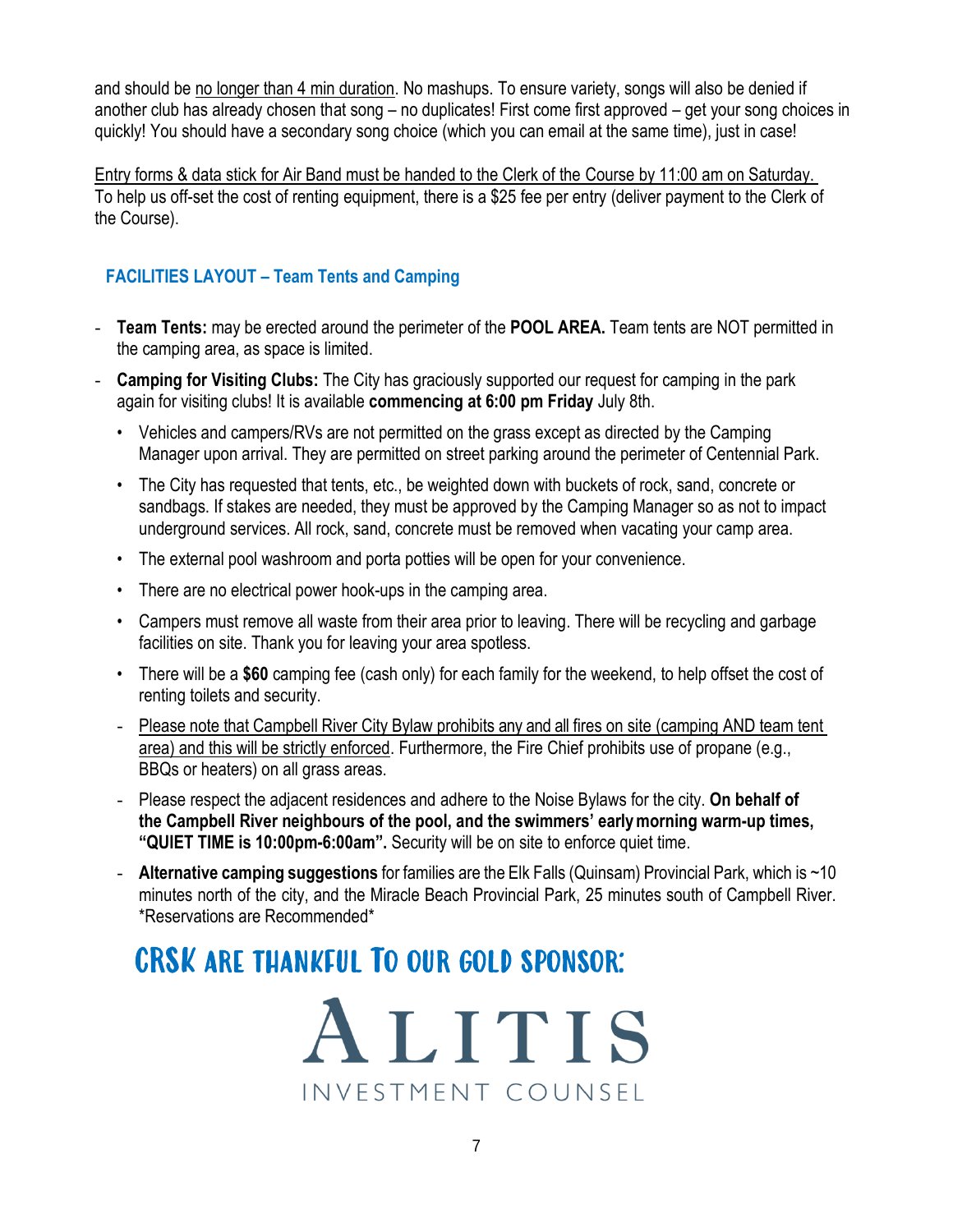and should be no longer than 4 min duration. No mashups. To ensure variety, songs will also be denied if another club has already chosen that song – no duplicates! First come first approved – get your song choices in quickly! You should have a secondary song choice (which you can email at the same time), just in case!

Entry forms & data stick for Air Band must be handed to the Clerk of the Course by 11:00 am on Saturday. To help us off-set the cost of renting equipment, there is a $25 fee per entry (deliver payment to the Clerk of the Course).

## FACILITIES LAYOUT – Team Tents and Camping

- **Team Tents:** may be erected around the perimeter of the **POOL AREA.** Team tents are NOT permitted in the camping area, as space is limited.
- **Camping for Visiting Clubs:** The City has graciously supported our request for camping in the park again for visiting clubs! It is available **commencing at 6:00 pm Friday** July 8th.
  - Vehicles and campers/RVs are not permitted on the grass except as directed by the Camping Manager upon arrival. They are permitted on street parking around the perimeter of Centennial Park.
  - The City has requested that tents, etc., be weighted down with buckets of rock, sand, concrete or sandbags. If stakes are needed, they must be approved by the Camping Manager so as not to impact underground services. All rock, sand, concrete must be removed when vacating your camp area.
  - The external pool washroom and porta potties will be open for your convenience.
  - There are no electrical power hook-ups in the camping area.
  - Campers must remove all waste from their area prior to leaving. There will be recycling and garbage facilities on site. Thank you for leaving your area spotless.
  - There will be a **$60** camping fee (cash only) for each family for the weekend, to help offset the cost of renting toilets and security.
  - Please note that Campbell River City Bylaw prohibits any and all fires on site (camping AND team tent area) and this will be strictly enforced. Furthermore, the Fire Chief prohibits use of propane (e.g., BBQs or heaters) on all grass areas.
  - Please respect the adjacent residences and adhere to the Noise Bylaws for the city. **On behalf of the Campbell River neighbours of the pool, and the swimmers' early morning warm-up times, "QUIET TIME is 10:00pm-6:00am".** Security will be on site to enforce quiet time.
  - **Alternative camping suggestions** for families are the Elk Falls (Quinsam) Provincial Park, which is ~10 minutes north of the city, and the Miracle Beach Provincial Park, 25 minutes south of Campbell River. *Reservations are Recommended*

## CRSK ARE THANKFUL TO OUR GOLD SPONSOR:

ALITIS

INVESTMENT COUNSEL